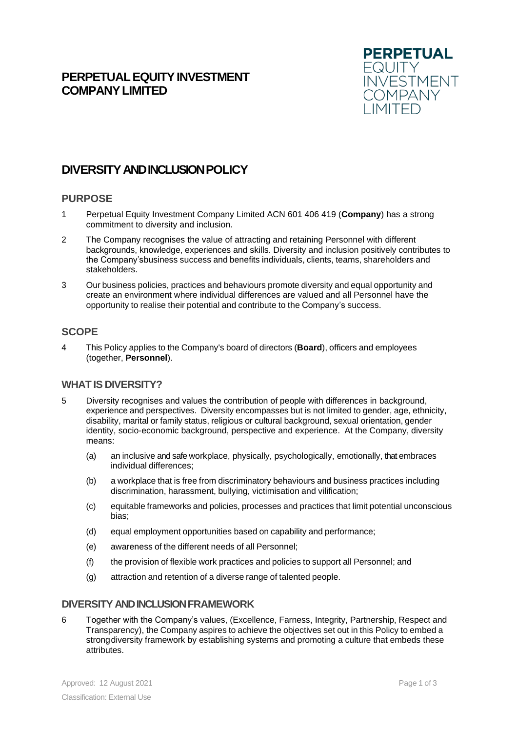# PERPETUAL EQUITY INVESTMENT COMPANY LIMITED

## DIVERSITY AND INCLUSION POLICY

### PURPOSE

1 Perpetual Equity Investment Company Limited ACN 601 406 419 (**Company**) has a strong commitment to diversity and inclusion.

2 The Company recognises the value of attracting and retaining Personnel with different backgrounds, knowledge, experiences and skills. Diversity and inclusion positively contributes to the Company'sbusiness success and benefits individuals, clients, teams, shareholders and stakeholders.

3 Our business policies, practices and behaviours promote diversity and equal opportunity and create an environment where individual differences are valued and all Personnel have the opportunity to realise their potential and contribute to the Company's success.

### SCOPE

4 This Policy applies to the Company's board of directors (**Board**), officers and employees (together, **Personnel**).

### WHAT IS DIVERSITY?

5 Diversity recognises and values the contribution of people with differences in background, experience and perspectives. Diversity encompasses but is not limited to gender, age, ethnicity, disability, marital or family status, religious or cultural background, sexual orientation, gender identity, socio-economic background, perspective and experience. At the Company, diversity means:

(a) an inclusive and safe workplace, physically, psychologically, emotionally, that embraces individual differences;

(b) a workplace that is free from discriminatory behaviours and business practices including discrimination, harassment, bullying, victimisation and vilification;

(c) equitable frameworks and policies, processes and practices that limit potential unconscious bias;

(d) equal employment opportunities based on capability and performance;

(e) awareness of the different needs of all Personnel;

(f) the provision of flexible work practices and policies to support all Personnel; and

(g) attraction and retention of a diverse range of talented people.

### DIVERSITY AND INCLUSION FRAMEWORK

6 Together with the Company's values, (Excellence, Farness, Integrity, Partnership, Respect and Transparency), the Company aspires to achieve the objectives set out in this Policy to embed a strongdiversity framework by establishing systems and promoting a culture that embeds these attributes.

Approved: 12 August 2021

Classification: External Use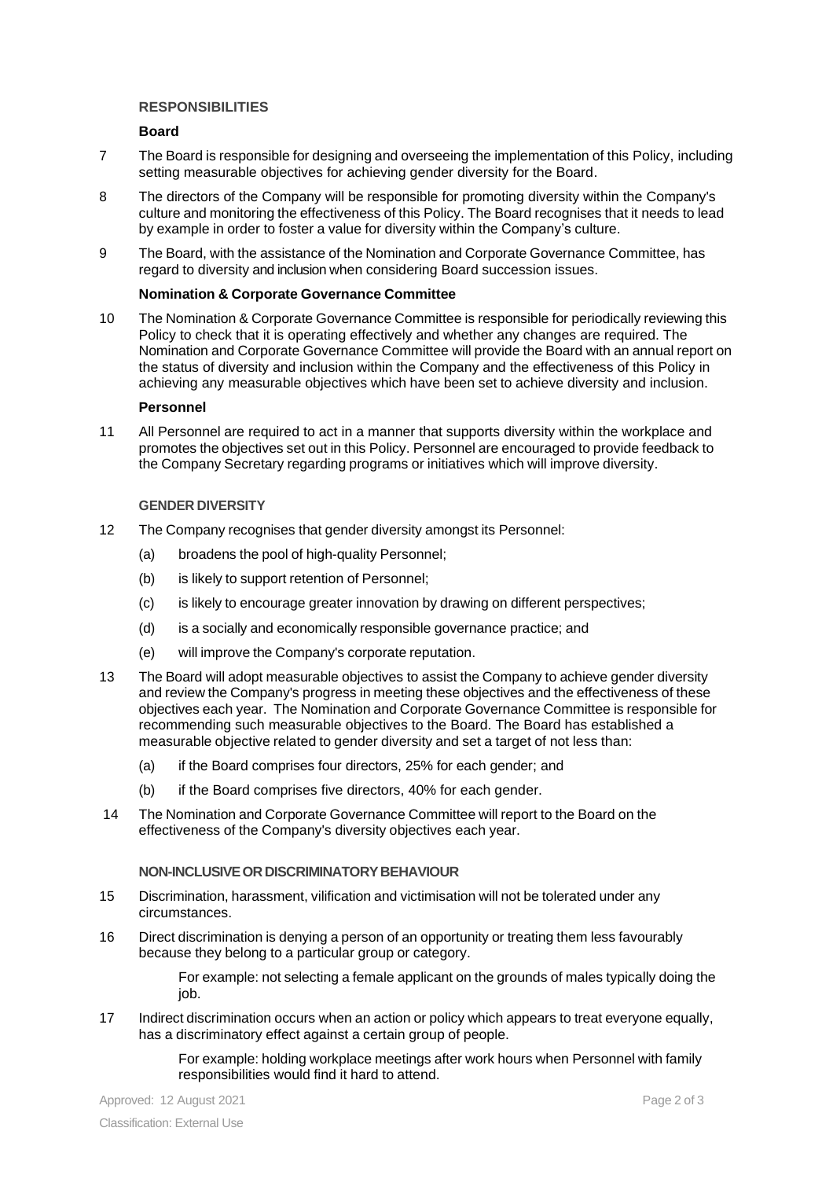## RESPONSIBILITIES

### Board

7 The Board is responsible for designing and overseeing the implementation of this Policy, including setting measurable objectives for achieving gender diversity for the Board.

8 The directors of the Company will be responsible for promoting diversity within the Company's culture and monitoring the effectiveness of this Policy. The Board recognises that it needs to lead by example in order to foster a value for diversity within the Company's culture.

9 The Board, with the assistance of the Nomination and Corporate Governance Committee, has regard to diversity and inclusion when considering Board succession issues.

### Nomination & Corporate Governance Committee

10 The Nomination & Corporate Governance Committee is responsible for periodically reviewing this Policy to check that it is operating effectively and whether any changes are required. The Nomination and Corporate Governance Committee will provide the Board with an annual report on the status of diversity and inclusion within the Company and the effectiveness of this Policy in achieving any measurable objectives which have been set to achieve diversity and inclusion.

### Personnel

11 All Personnel are required to act in a manner that supports diversity within the workplace and promotes the objectives set out in this Policy. Personnel are encouraged to provide feedback to the Company Secretary regarding programs or initiatives which will improve diversity.

## GENDER DIVERSITY

12 The Company recognises that gender diversity amongst its Personnel:

(a) broadens the pool of high-quality Personnel;

(b) is likely to support retention of Personnel;

(c) is likely to encourage greater innovation by drawing on different perspectives;

(d) is a socially and economically responsible governance practice; and

(e) will improve the Company's corporate reputation.

13 The Board will adopt measurable objectives to assist the Company to achieve gender diversity and review the Company's progress in meeting these objectives and the effectiveness of these objectives each year. The Nomination and Corporate Governance Committee is responsible for recommending such measurable objectives to the Board. The Board has established a measurable objective related to gender diversity and set a target of not less than:

(a) if the Board comprises four directors, 25% for each gender; and

(b) if the Board comprises five directors, 40% for each gender.

14 The Nomination and Corporate Governance Committee will report to the Board on the effectiveness of the Company's diversity objectives each year.

## NON-INCLUSIVE OR DISCRIMINATORY BEHAVIOUR

15 Discrimination, harassment, vilification and victimisation will not be tolerated under any circumstances.

16 Direct discrimination is denying a person of an opportunity or treating them less favourably because they belong to a particular group or category.

For example: not selecting a female applicant on the grounds of males typically doing the job.

17 Indirect discrimination occurs when an action or policy which appears to treat everyone equally, has a discriminatory effect against a certain group of people.

For example: holding workplace meetings after work hours when Personnel with family responsibilities would find it hard to attend.

Approved: 12 August 2021

Classification: External Use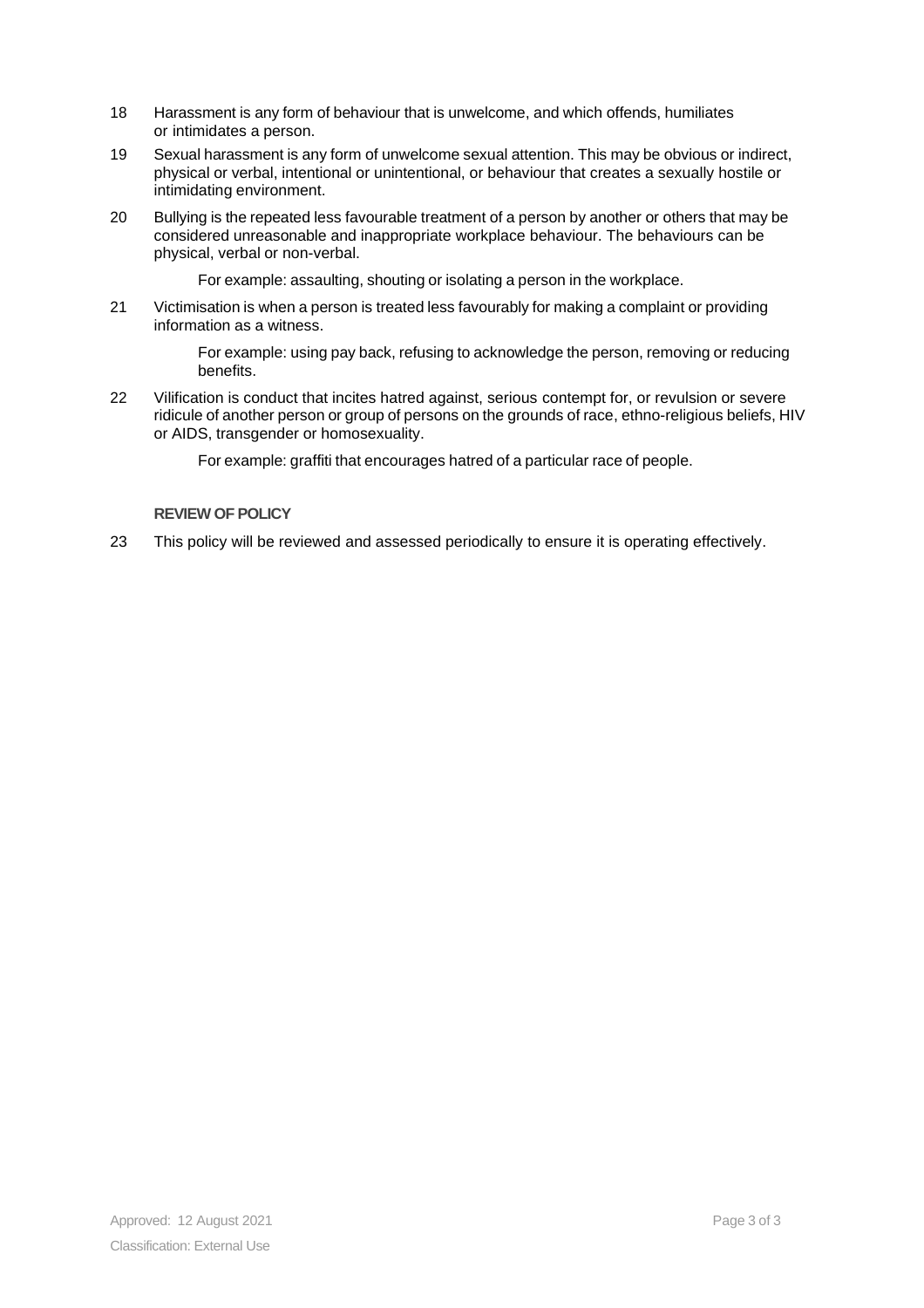18 Harassment is any form of behaviour that is unwelcome, and which offends, humiliates or intimidates a person.

19 Sexual harassment is any form of unwelcome sexual attention. This may be obvious or indirect, physical or verbal, intentional or unintentional, or behaviour that creates a sexually hostile or intimidating environment.

20 Bullying is the repeated less favourable treatment of a person by another or others that may be considered unreasonable and inappropriate workplace behaviour. The behaviours can be physical, verbal or non-verbal.

> For example: assaulting, shouting or isolating a person in the workplace.

21 Victimisation is when a person is treated less favourably for making a complaint or providing information as a witness.

> For example: using pay back, refusing to acknowledge the person, removing or reducing benefits.

22 Vilification is conduct that incites hatred against, serious contempt for, or revulsion or severe ridicule of another person or group of persons on the grounds of race, ethno-religious beliefs, HIV or AIDS, transgender or homosexuality.

> For example: graffiti that encourages hatred of a particular race of people.

**REVIEW OF POLICY**

23 This policy will be reviewed and assessed periodically to ensure it is operating effectively.

Approved: 12 August 2021

Classification: External Use